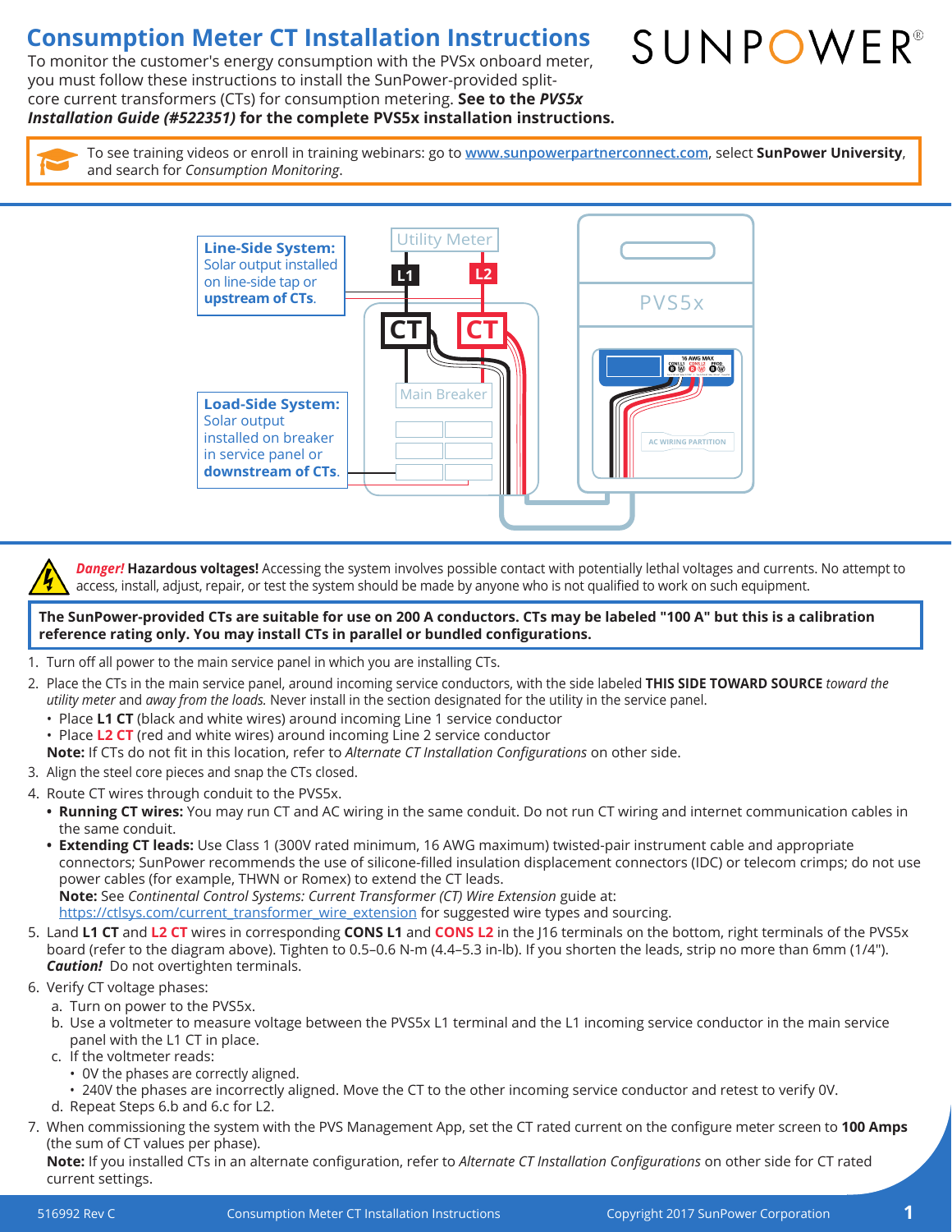# Consumption Meter CT Installation Instructions

To monitor the customer's energy consumption with the PVSx onboard meter, you must follow these instructions to install the SunPower-provided split-core current transformers (CTs) for consumption metering. **See to the *PVS5x Installation Guide (#522351)* for the complete PVS5x installation instructions.**

SUNPOWER®

To see training videos or enroll in training webinars: go to www.sunpowerpartnerconnect.com, select **SunPower University**, and search for *Consumption Monitoring*.

**Line-Side System:** Solar output installed on line-side tap or **upstream of CTs**.

**Load-Side System:** Solar output installed on breaker in service panel or **downstream of CTs**.

Utility Meter | L1 | L2 | CT | CT | Main Breaker | PVS5x | 16 AWG MAX | CONS L1 | CONS L2 | PROD | AC WIRING PARTITION

***Danger!*** **Hazardous voltages!** Accessing the system involves possible contact with potentially lethal voltages and currents. No attempt to access, install, adjust, repair, or test the system should be made by anyone who is not qualified to work on such equipment.

**The SunPower-provided CTs are suitable for use on 200 A conductors. CTs may be labeled "100 A" but this is a calibration reference rating only. You may install CTs in parallel or bundled configurations.**

1. Turn off all power to the main service panel in which you are installing CTs.
2. Place the CTs in the main service panel, around incoming service conductors, with the side labeled **THIS SIDE TOWARD SOURCE** *toward the utility meter* and *away from the loads.* Never install in the section designated for the utility in the service panel.
   - Place **L1 CT** (black and white wires) around incoming Line 1 service conductor
   - Place **L2 CT** (red and white wires) around incoming Line 2 service conductor

   **Note:** If CTs do not fit in this location, refer to *Alternate CT Installation Configurations* on other side.
3. Align the steel core pieces and snap the CTs closed.
4. Route CT wires through conduit to the PVS5x.
   - **Running CT wires:** You may run CT and AC wiring in the same conduit. Do not run CT wiring and internet communication cables in the same conduit.
   - **Extending CT leads:** Use Class 1 (300V rated minimum, 16 AWG maximum) twisted-pair instrument cable and appropriate connectors; SunPower recommends the use of silicone-filled insulation displacement connectors (IDC) or telecom crimps; do not use power cables (for example, THWN or Romex) to extend the CT leads.

     **Note:** See *Continental Control Systems: Current Transformer (CT) Wire Extension* guide at: https://ctlsys.com/current_transformer_wire_extension for suggested wire types and sourcing.
5. Land **L1 CT** and **L2 CT** wires in corresponding **CONS L1** and **CONS L2** in the J16 terminals on the bottom, right terminals of the PVS5x board (refer to the diagram above). Tighten to 0.5–0.6 N-m (4.4–5.3 in-lb). If you shorten the leads, strip no more than 6mm (1/4"). ***Caution!*** Do not overtighten terminals.
6. Verify CT voltage phases:
   a. Turn on power to the PVS5x.
   b. Use a voltmeter to measure voltage between the PVS5x L1 terminal and the L1 incoming service conductor in the main service panel with the L1 CT in place.
   c. If the voltmeter reads:
      - 0V the phases are correctly aligned.
      - 240V the phases are incorrectly aligned. Move the CT to the other incoming service conductor and retest to verify 0V.

   d. Repeat Steps 6.b and 6.c for L2.
7. When commissioning the system with the PVS Management App, set the CT rated current on the configure meter screen to **100 Amps** (the sum of CT values per phase).

   **Note:** If you installed CTs in an alternate configuration, refer to *Alternate CT Installation Configurations* on other side for CT rated current settings.

516992 Rev C    Consumption Meter CT Installation Instructions    Copyright 2017 SunPower Corporation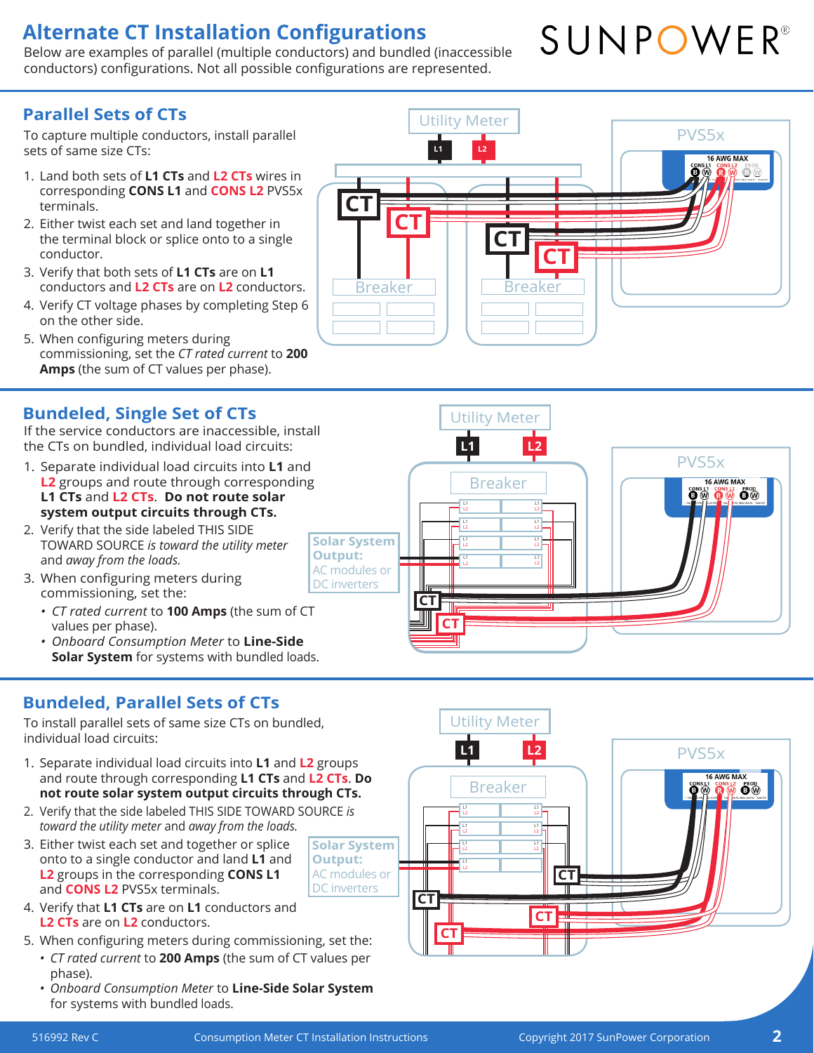# Alternate CT Installation Configurations

Below are examples of parallel (multiple conductors) and bundled (inaccessible conductors) configurations. Not all possible configurations are represented.

SUNPOWER®

## Parallel Sets of CTs

To capture multiple conductors, install parallel sets of same size CTs:

1. Land both sets of **L1 CTs** and **L2 CTs** wires in corresponding **CONS L1** and **CONS L2** PVS5x terminals.
2. Either twist each set and land together in the terminal block or splice onto to a single conductor.
3. Verify that both sets of **L1 CTs** are on **L1** conductors and **L2 CTs** are on **L2** conductors.
4. Verify CT voltage phases by completing Step 6 on the other side.
5. When configuring meters during commissioning, set the *CT rated current* to **200 Amps** (the sum of CT values per phase).

Utility Meter
L1
L2
PVS5x
16 AWG MAX
CONS L1 CONS L2 PROD
B W R W B W
CT
CT
CT
CT
Breaker
Breaker

## Bundeled, Single Set of CTs

If the service conductors are inaccessible, install the CTs on bundled, individual load circuits:

1. Separate individual load circuits into **L1** and **L2** groups and route through corresponding **L1 CTs** and **L2 CTs**. **Do not route solar system output circuits through CTs.**
2. Verify that the side labeled THIS SIDE TOWARD SOURCE *is toward the utility meter* and *away from the loads.*
3. When configuring meters during commissioning, set the:
   - *CT rated current* to **100 Amps** (the sum of CT values per phase).
   - *Onboard Consumption Meter* to **Line-Side Solar System** for systems with bundled loads.

Utility Meter
L1
L2
PVS5x
16 AWG MAX
CONS L1 CONS L2 PROD
B W R W B W
Breaker
Solar System Output:
AC modules or DC inverters
CT
CT

## Bundeled, Parallel Sets of CTs

To install parallel sets of same size CTs on bundled, individual load circuits:

1. Separate individual load circuits into **L1** and **L2** groups and route through corresponding **L1 CTs** and **L2 CTs**. **Do not route solar system output circuits through CTs.**
2. Verify that the side labeled THIS SIDE TOWARD SOURCE *is toward the utility meter* and *away from the loads.*
3. Either twist each set and together or splice onto to a single conductor and land **L1** and **L2** groups in the corresponding **CONS L1** and **CONS L2** PVS5x terminals.
4. Verify that **L1 CTs** are on **L1** conductors and **L2 CTs** are on **L2** conductors.
5. When configuring meters during commissioning, set the:
   - *CT rated current* to **200 Amps** (the sum of CT values per phase).
   - *Onboard Consumption Meter* to **Line-Side Solar System** for systems with bundled loads.

Utility Meter
L1
L2
PVS5x
16 AWG MAX
CONS L1 CONS L2 PROD
B W R W B W
Breaker
Solar System Output:
AC modules or DC inverters
CT
CT
CT
CT

516992 Rev C Consumption Meter CT Installation Instructions Copyright 2017 SunPower Corporation